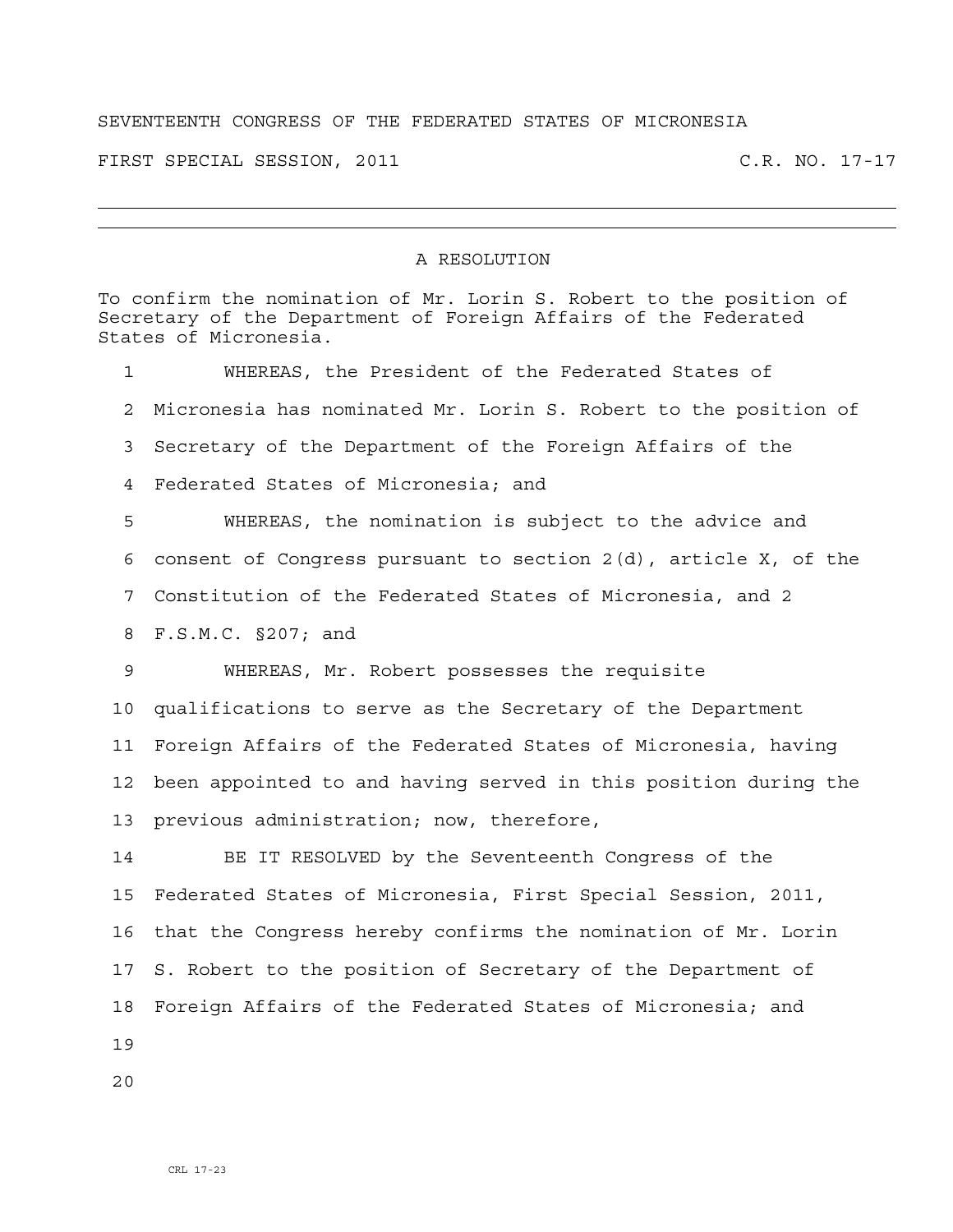SEVENTEENTH CONGRESS OF THE FEDERATED STATES OF MICRONESIA

FIRST SPECIAL SESSION, 2011 C.R. NO. 17-17

---

## A RESOLUTION

To confirm the nomination of Mr. Lorin S. Robert to the position of Secretary of the Department of Foreign Affairs of the Federated States of Micronesia.

1 WHEREAS, the President of the Federated States of
2 Micronesia has nominated Mr. Lorin S. Robert to the position of
3 Secretary of the Department of the Foreign Affairs of the
4 Federated States of Micronesia; and
5 WHEREAS, the nomination is subject to the advice and
6 consent of Congress pursuant to section 2(d), article X, of the
7 Constitution of the Federated States of Micronesia, and 2
8 F.S.M.C. §207; and
9 WHEREAS, Mr. Robert possesses the requisite
10 qualifications to serve as the Secretary of the Department
11 Foreign Affairs of the Federated States of Micronesia, having
12 been appointed to and having served in this position during the
13 previous administration; now, therefore,
14 BE IT RESOLVED by the Seventeenth Congress of the
15 Federated States of Micronesia, First Special Session, 2011,
16 that the Congress hereby confirms the nomination of Mr. Lorin
17 S. Robert to the position of Secretary of the Department of
18 Foreign Affairs of the Federated States of Micronesia; and
19
20

CRL 17-23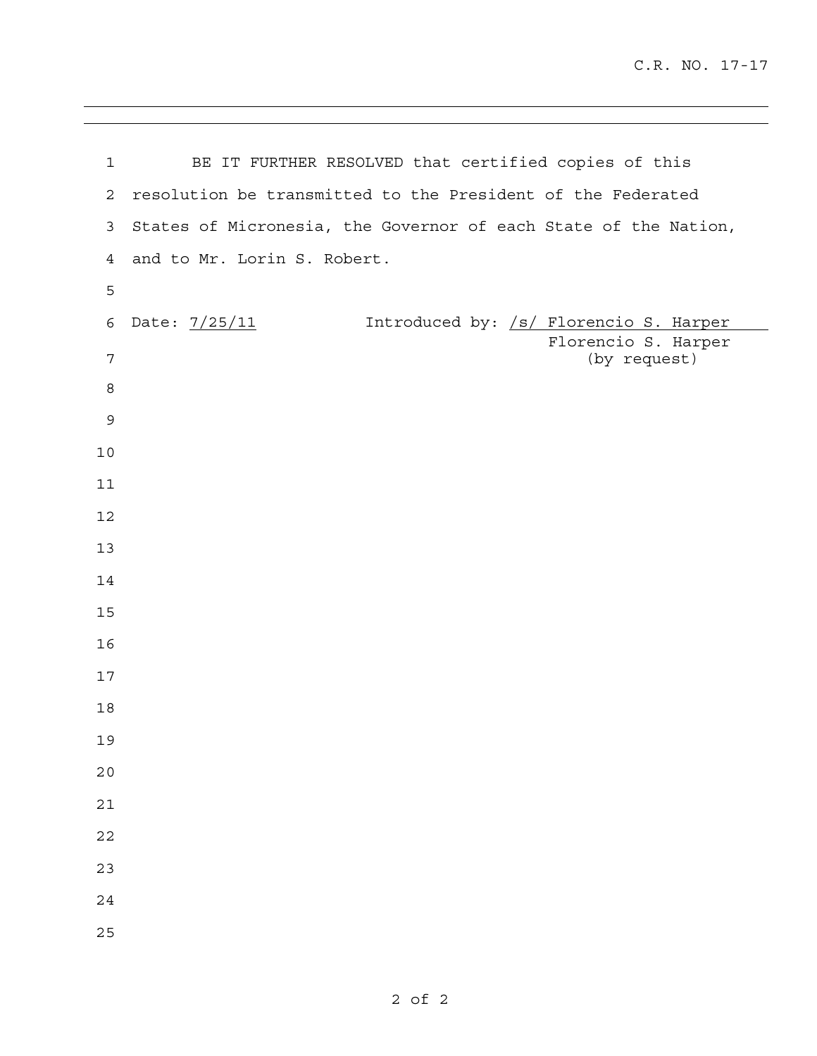BE IT FURTHER RESOLVED that certified copies of this resolution be transmitted to the President of the Federated States of Micronesia, the Governor of each State of the Nation, and to Mr. Lorin S. Robert.

Date: 7/25/11

Introduced by: /s/ Florencio S. Harper
Florencio S. Harper
(by request)